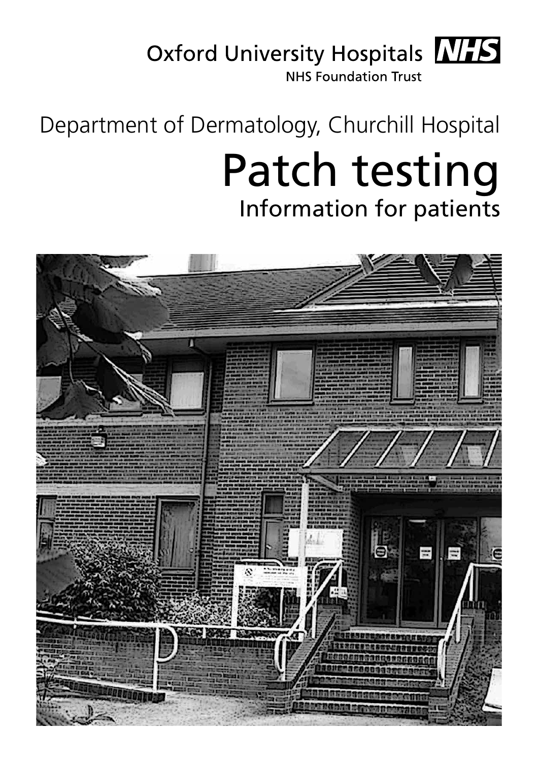Oxford University Hospitals NHS

NHS Foundation Trust

Department of Dermatology, Churchill Hospital

# Patch testing

## Information for patients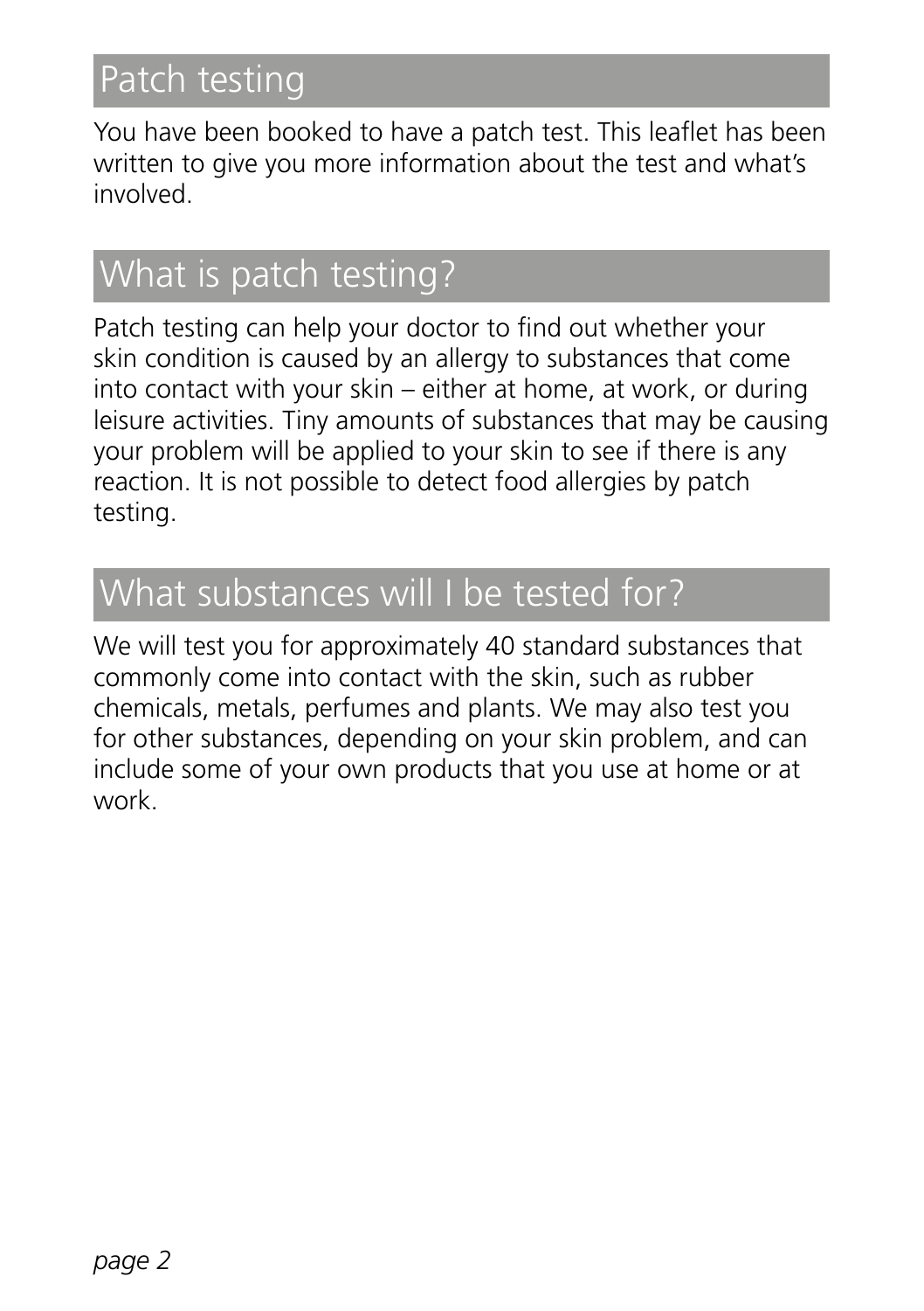## Patch testing

You have been booked to have a patch test. This leaflet has been written to give you more information about the test and what's involved.

## What is patch testing?

Patch testing can help your doctor to find out whether your skin condition is caused by an allergy to substances that come into contact with your skin – either at home, at work, or during leisure activities. Tiny amounts of substances that may be causing your problem will be applied to your skin to see if there is any reaction. It is not possible to detect food allergies by patch testing.

## What substances will I be tested for?

We will test you for approximately 40 standard substances that commonly come into contact with the skin, such as rubber chemicals, metals, perfumes and plants. We may also test you for other substances, depending on your skin problem, and can include some of your own products that you use at home or at work.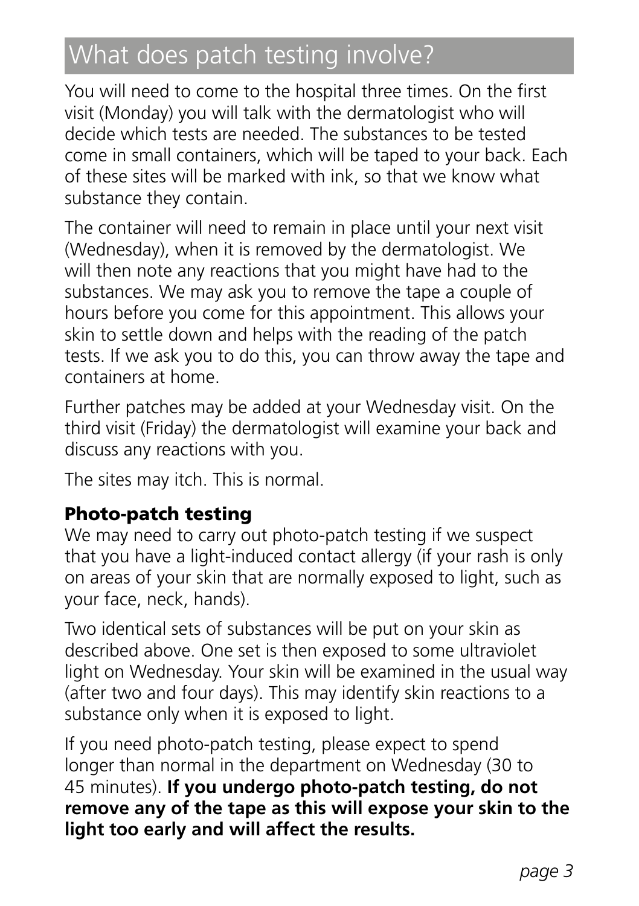## What does patch testing involve?

You will need to come to the hospital three times. On the first visit (Monday) you will talk with the dermatologist who will decide which tests are needed. The substances to be tested come in small containers, which will be taped to your back. Each of these sites will be marked with ink, so that we know what substance they contain.

The container will need to remain in place until your next visit (Wednesday), when it is removed by the dermatologist. We will then note any reactions that you might have had to the substances. We may ask you to remove the tape a couple of hours before you come for this appointment. This allows your skin to settle down and helps with the reading of the patch tests. If we ask you to do this, you can throw away the tape and containers at home.

Further patches may be added at your Wednesday visit. On the third visit (Friday) the dermatologist will examine your back and discuss any reactions with you.

The sites may itch. This is normal.

### Photo-patch testing

We may need to carry out photo-patch testing if we suspect that you have a light-induced contact allergy (if your rash is only on areas of your skin that are normally exposed to light, such as your face, neck, hands).

Two identical sets of substances will be put on your skin as described above. One set is then exposed to some ultraviolet light on Wednesday. Your skin will be examined in the usual way (after two and four days). This may identify skin reactions to a substance only when it is exposed to light.

If you need photo-patch testing, please expect to spend longer than normal in the department on Wednesday (30 to 45 minutes). **If you undergo photo-patch testing, do not remove any of the tape as this will expose your skin to the light too early and will affect the results.**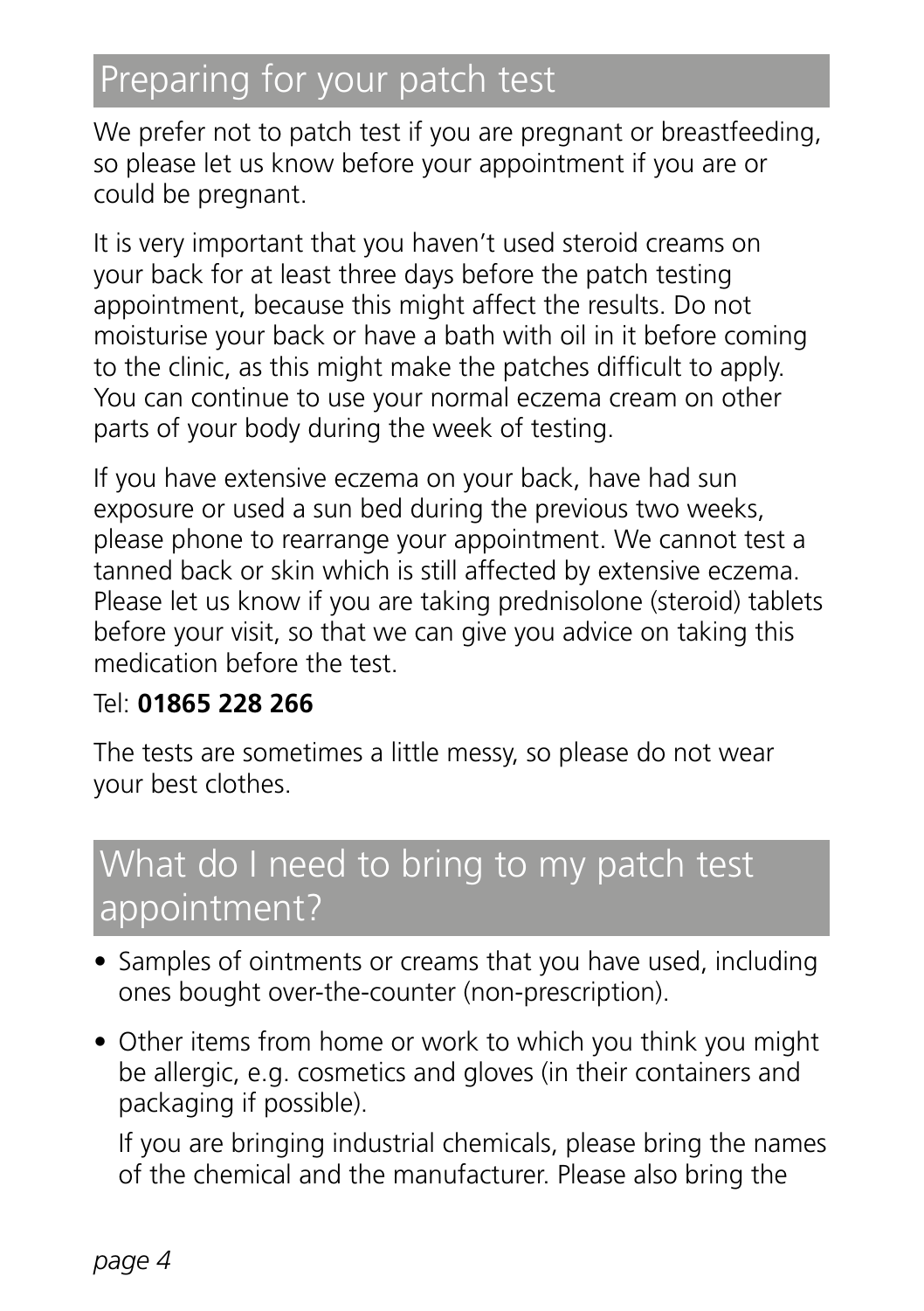## Preparing for your patch test

We prefer not to patch test if you are pregnant or breastfeeding, so please let us know before your appointment if you are or could be pregnant.

It is very important that you haven't used steroid creams on your back for at least three days before the patch testing appointment, because this might affect the results. Do not moisturise your back or have a bath with oil in it before coming to the clinic, as this might make the patches difficult to apply. You can continue to use your normal eczema cream on other parts of your body during the week of testing.

If you have extensive eczema on your back, have had sun exposure or used a sun bed during the previous two weeks, please phone to rearrange your appointment. We cannot test a tanned back or skin which is still affected by extensive eczema. Please let us know if you are taking prednisolone (steroid) tablets before your visit, so that we can give you advice on taking this medication before the test.

Tel: **01865 228 266**

The tests are sometimes a little messy, so please do not wear your best clothes.

## What do I need to bring to my patch test appointment?

- Samples of ointments or creams that you have used, including ones bought over-the-counter (non-prescription).
- Other items from home or work to which you think you might be allergic, e.g. cosmetics and gloves (in their containers and packaging if possible).

  If you are bringing industrial chemicals, please bring the names of the chemical and the manufacturer. Please also bring the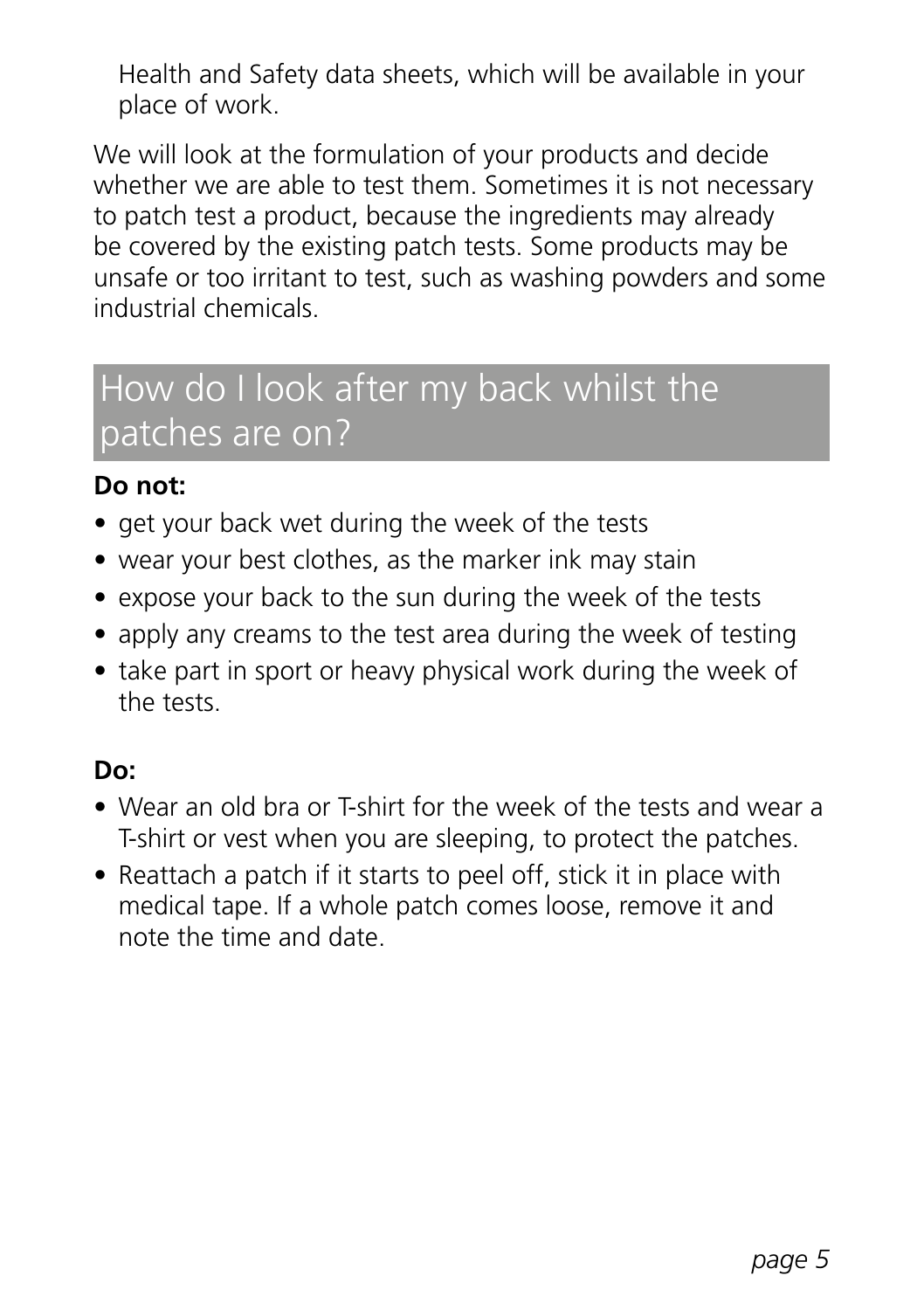Health and Safety data sheets, which will be available in your place of work.

We will look at the formulation of your products and decide whether we are able to test them. Sometimes it is not necessary to patch test a product, because the ingredients may already be covered by the existing patch tests. Some products may be unsafe or too irritant to test, such as washing powders and some industrial chemicals.

## How do I look after my back whilst the patches are on?

**Do not:**

- get your back wet during the week of the tests
- wear your best clothes, as the marker ink may stain
- expose your back to the sun during the week of the tests
- apply any creams to the test area during the week of testing
- take part in sport or heavy physical work during the week of the tests.

**Do:**

- Wear an old bra or T-shirt for the week of the tests and wear a T-shirt or vest when you are sleeping, to protect the patches.
- Reattach a patch if it starts to peel off, stick it in place with medical tape. If a whole patch comes loose, remove it and note the time and date.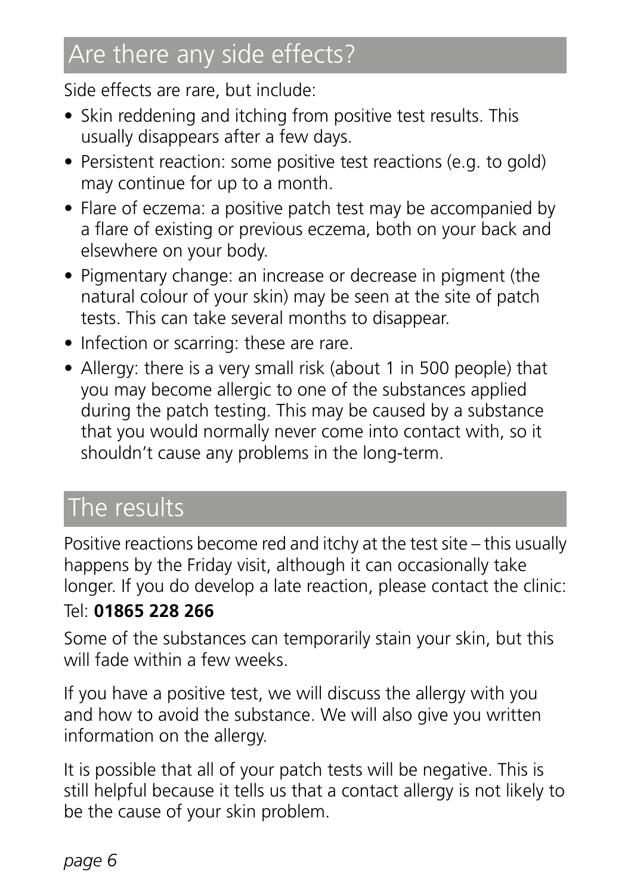## Are there any side effects?

Side effects are rare, but include:

- Skin reddening and itching from positive test results. This usually disappears after a few days.
- Persistent reaction: some positive test reactions (e.g. to gold) may continue for up to a month.
- Flare of eczema: a positive patch test may be accompanied by a flare of existing or previous eczema, both on your back and elsewhere on your body.
- Pigmentary change: an increase or decrease in pigment (the natural colour of your skin) may be seen at the site of patch tests. This can take several months to disappear.
- Infection or scarring: these are rare.
- Allergy: there is a very small risk (about 1 in 500 people) that you may become allergic to one of the substances applied during the patch testing. This may be caused by a substance that you would normally never come into contact with, so it shouldn't cause any problems in the long-term.

## The results

Positive reactions become red and itchy at the test site – this usually happens by the Friday visit, although it can occasionally take longer. If you do develop a late reaction, please contact the clinic:

Tel: **01865 228 266**

Some of the substances can temporarily stain your skin, but this will fade within a few weeks.

If you have a positive test, we will discuss the allergy with you and how to avoid the substance. We will also give you written information on the allergy.

It is possible that all of your patch tests will be negative. This is still helpful because it tells us that a contact allergy is not likely to be the cause of your skin problem.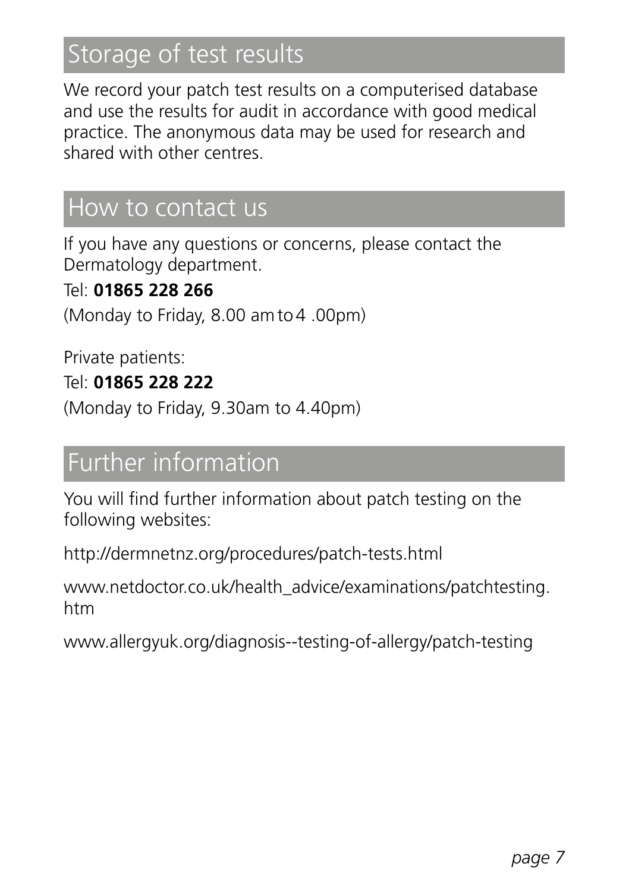## Storage of test results

We record your patch test results on a computerised database and use the results for audit in accordance with good medical practice. The anonymous data may be used for research and shared with other centres.

## How to contact us

If you have any questions or concerns, please contact the Dermatology department.

Tel: **01865 228 266**

(Monday to Friday, 8.00 am to 4 .00pm)

Private patients:

Tel: **01865 228 222**

(Monday to Friday, 9.30am to 4.40pm)

## Further information

You will find further information about patch testing on the following websites:

http://dermnetnz.org/procedures/patch-tests.html

www.netdoctor.co.uk/health_advice/examinations/patchtesting.htm

www.allergyuk.org/diagnosis--testing-of-allergy/patch-testing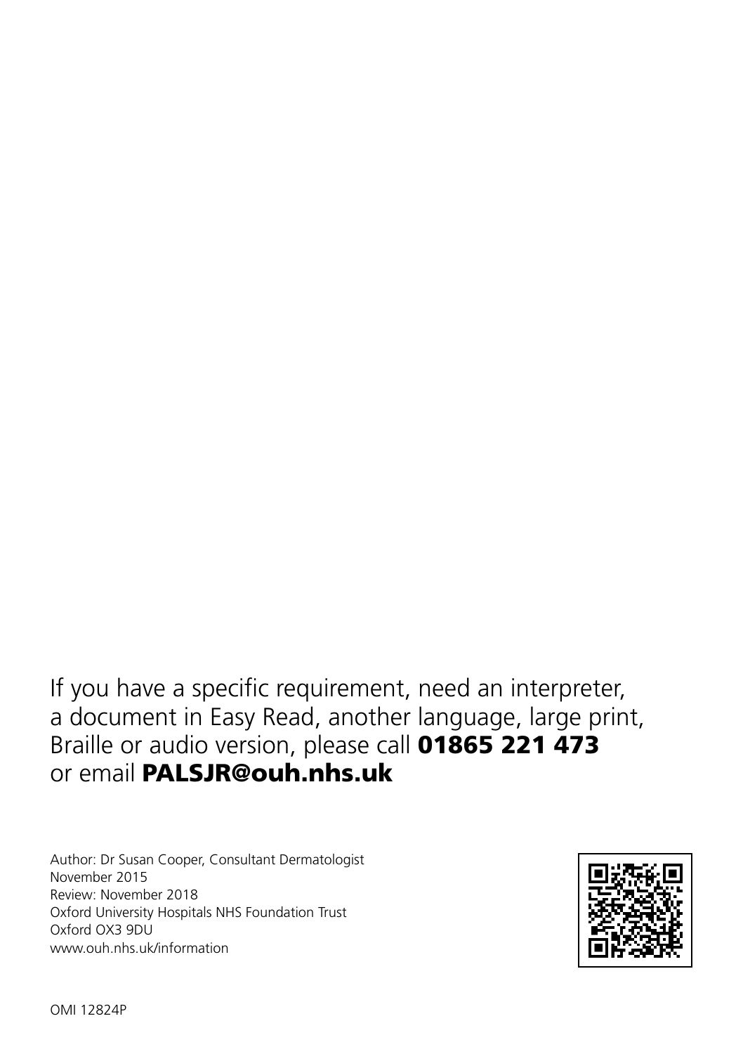If you have a specific requirement, need an interpreter, a document in Easy Read, another language, large print, Braille or audio version, please call **01865 221 473** or email **PALSJR@ouh.nhs.uk**

Author: Dr Susan Cooper, Consultant Dermatologist
November 2015
Review: November 2018
Oxford University Hospitals NHS Foundation Trust
Oxford OX3 9DU
www.ouh.nhs.uk/information

OMI 12824P